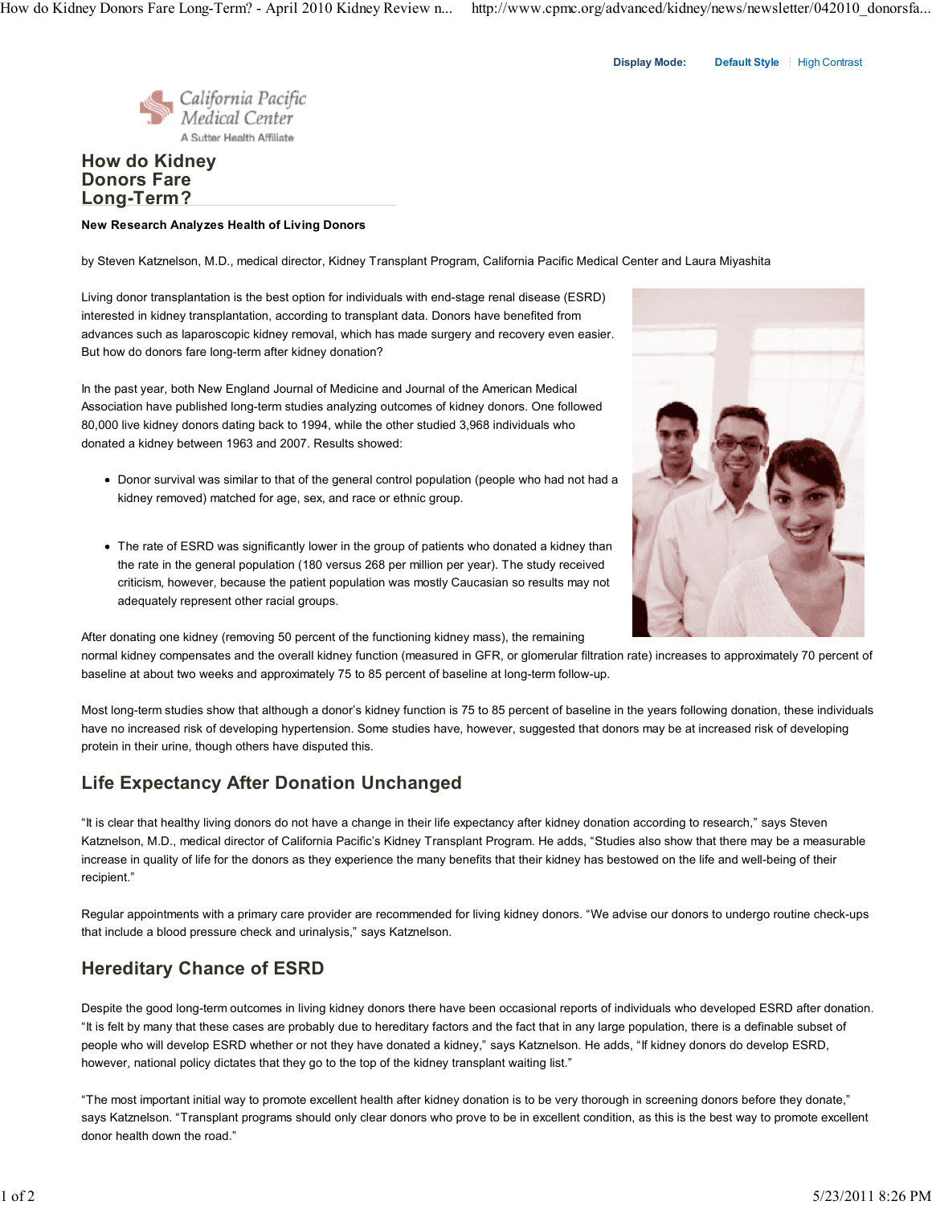# How do Kidney Donors Fare Long-Term?

**New Research Analyzes Health of Living Donors**

by Steven Katznelson, M.D., medical director, Kidney Transplant Program, California Pacific Medical Center and Laura Miyashita

Living donor transplantation is the best option for individuals with end-stage renal disease (ESRD) interested in kidney transplantation, according to transplant data. Donors have benefited from advances such as laparoscopic kidney removal, which has made surgery and recovery even easier. But how do donors fare long-term after kidney donation?

In the past year, both New England Journal of Medicine and Journal of the American Medical Association have published long-term studies analyzing outcomes of kidney donors. One followed 80,000 live kidney donors dating back to 1994, while the other studied 3,968 individuals who donated a kidney between 1963 and 2007. Results showed:

- Donor survival was similar to that of the general control population (people who had not had a kidney removed) matched for age, sex, and race or ethnic group.
- The rate of ESRD was significantly lower in the group of patients who donated a kidney than the rate in the general population (180 versus 268 per million per year). The study received criticism, however, because the patient population was mostly Caucasian so results may not adequately represent other racial groups.

After donating one kidney (removing 50 percent of the functioning kidney mass), the remaining normal kidney compensates and the overall kidney function (measured in GFR, or glomerular filtration rate) increases to approximately 70 percent of baseline at about two weeks and approximately 75 to 85 percent of baseline at long-term follow-up.

Most long-term studies show that although a donor's kidney function is 75 to 85 percent of baseline in the years following donation, these individuals have no increased risk of developing hypertension. Some studies have, however, suggested that donors may be at increased risk of developing protein in their urine, though others have disputed this.

## Life Expectancy After Donation Unchanged

"It is clear that healthy living donors do not have a change in their life expectancy after kidney donation according to research," says Steven Katznelson, M.D., medical director of California Pacific's Kidney Transplant Program. He adds, "Studies also show that there may be a measurable increase in quality of life for the donors as they experience the many benefits that their kidney has bestowed on the life and well-being of their recipient."

Regular appointments with a primary care provider are recommended for living kidney donors. "We advise our donors to undergo routine check-ups that include a blood pressure check and urinalysis," says Katznelson.

## Hereditary Chance of ESRD

Despite the good long-term outcomes in living kidney donors there have been occasional reports of individuals who developed ESRD after donation. "It is felt by many that these cases are probably due to hereditary factors and the fact that in any large population, there is a definable subset of people who will develop ESRD whether or not they have donated a kidney," says Katznelson. He adds, "If kidney donors do develop ESRD, however, national policy dictates that they go to the top of the kidney transplant waiting list."

"The most important initial way to promote excellent health after kidney donation is to be very thorough in screening donors before they donate," says Katznelson. "Transplant programs should only clear donors who prove to be in excellent condition, as this is the best way to promote excellent donor health down the road."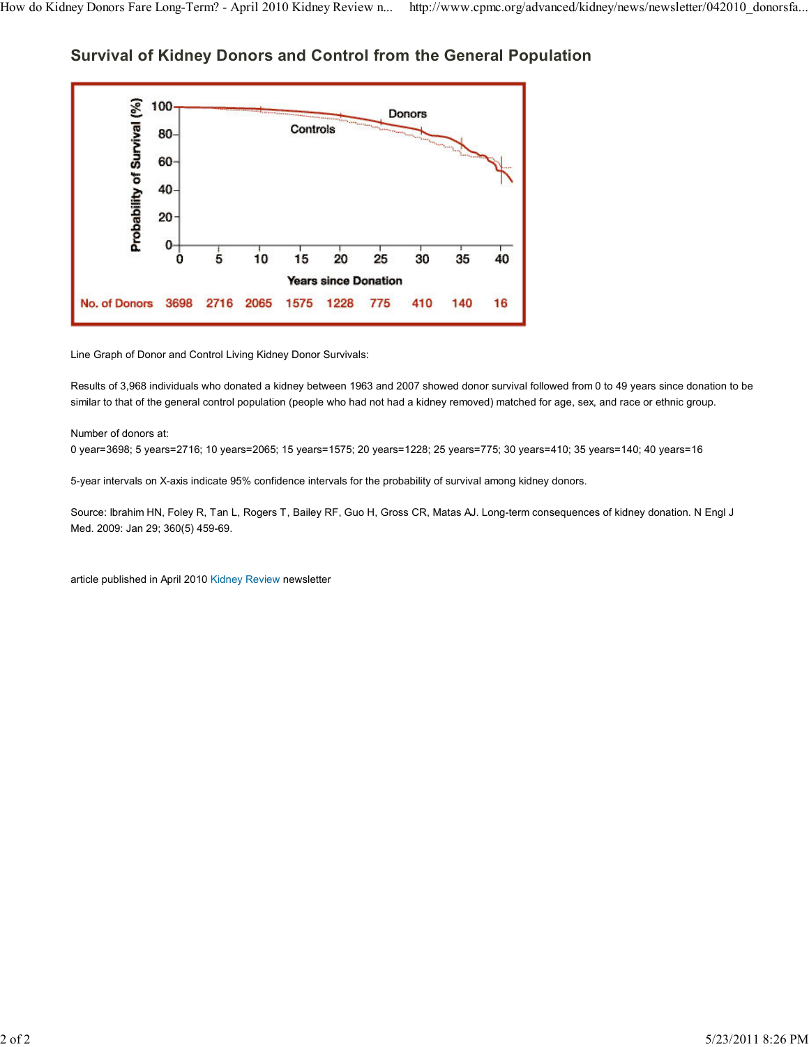## Survival of Kidney Donors and Control from the General Population

Probability of Survival (%)

100
80
60
40
20
0

Donors
Controls

0 5 10 15 20 25 30 35 40

Years since Donation

No. of Donors 3698 2716 2065 1575 1228 775 410 140 16

Line Graph of Donor and Control Living Kidney Donor Survivals:

Results of 3,968 individuals who donated a kidney between 1963 and 2007 showed donor survival followed from 0 to 49 years since donation to be similar to that of the general control population (people who had not had a kidney removed) matched for age, sex, and race or ethnic group.

Number of donors at:
0 year=3698; 5 years=2716; 10 years=2065; 15 years=1575; 20 years=1228; 25 years=775; 30 years=410; 35 years=140; 40 years=16

5-year intervals on X-axis indicate 95% confidence intervals for the probability of survival among kidney donors.

Source: Ibrahim HN, Foley R, Tan L, Rogers T, Bailey RF, Guo H, Gross CR, Matas AJ. Long-term consequences of kidney donation. N Engl J Med. 2009: Jan 29; 360(5) 459-69.

article published in April 2010 Kidney Review newsletter